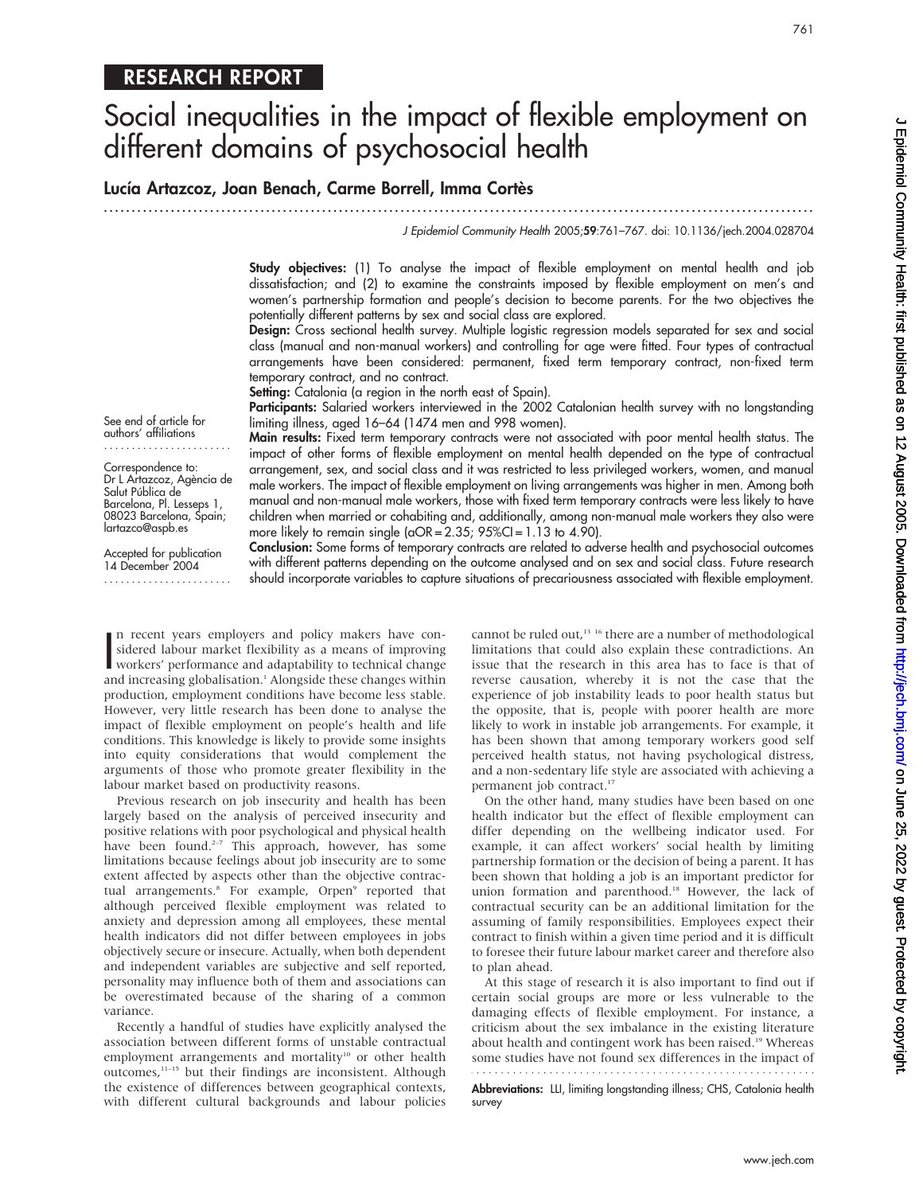RESEARCH REPORT

# Social inequalities in the impact of flexible employment on different domains of psychosocial health

**Lucía Artazcoz, Joan Benach, Carme Borrell, Imma Cortès**

See end of article for authors' affiliations

Correspondence to: Dr L Artazcoz, Agència de Salut Pública de Barcelona, Pl. Lesseps 1, 08023 Barcelona, Spain; lartazco@aspb.es

Accepted for publication 14 December 2004

**Study objectives:** (1) To analyse the impact of flexible employment on mental health and job dissatisfaction; and (2) to examine the constraints imposed by flexible employment on men's and women's partnership formation and people's decision to become parents. For the two objectives the potentially different patterns by sex and social class are explored.

**Design:** Cross sectional health survey. Multiple logistic regression models separated for sex and social class (manual and non-manual workers) and controlling for age were fitted. Four types of contractual arrangements have been considered: permanent, fixed term temporary contract, non-fixed term temporary contract, and no contract.

**Setting:** Catalonia (a region in the north east of Spain).

**Participants:** Salaried workers interviewed in the 2002 Catalonian health survey with no longstanding limiting illness, aged 16–64 (1474 men and 998 women).

**Main results:** Fixed term temporary contracts were not associated with poor mental health status. The impact of other forms of flexible employment on mental health depended on the type of contractual arrangement, sex, and social class and it was restricted to less privileged workers, women, and manual male workers. The impact of flexible employment on living arrangements was higher in men. Among both manual and non-manual male workers, those with fixed term temporary contracts were less likely to have children when married or cohabiting and, additionally, among non-manual male workers they also were more likely to remain single (aOR = 2.35; 95%CI = 1.13 to 4.90).

**Conclusion:** Some forms of temporary contracts are related to adverse health and psychosocial outcomes with different patterns depending on the outcome analysed and on sex and social class. Future research should incorporate variables to capture situations of precariousness associated with flexible employment.

In recent years employers and policy makers have considered labour market flexibility as a means of improving workers' performance and adaptability to technical change and increasing globalisation.[1] Alongside these changes within production, employment conditions have become less stable. However, very little research has been done to analyse the impact of flexible employment on people's health and life conditions. This knowledge is likely to provide some insights into equity considerations that would complement the arguments of those who promote greater flexibility in the labour market based on productivity reasons.

Previous research on job insecurity and health has been largely based on the analysis of perceived insecurity and positive relations with poor psychological and physical health have been found.[2–7] This approach, however, has some limitations because feelings about job insecurity are to some extent affected by aspects other than the objective contractual arrangements.[8] For example, Orpen[9] reported that although perceived flexible employment was related to anxiety and depression among all employees, these mental health indicators did not differ between employees in jobs objectively secure or insecure. Actually, when both dependent and independent variables are subjective and self reported, personality may influence both of them and associations can be overestimated because of the sharing of a common variance.

Recently a handful of studies have explicitly analysed the association between different forms of unstable contractual employment arrangements and mortality[10] or other health outcomes,[11–15] but their findings are inconsistent. Although the existence of differences between geographical contexts, with different cultural backgrounds and labour policies cannot be ruled out,[13 16] there are a number of methodological limitations that could also explain these contradictions. An issue that the research in this area has to face is that of reverse causation, whereby it is not the case that the experience of job instability leads to poor health status but the opposite, that is, people with poorer health are more likely to work in instable job arrangements. For example, it has been shown that among temporary workers good self perceived health status, not having psychological distress, and a non-sedentary life style are associated with achieving a permanent job contract.[17]

On the other hand, many studies have been based on one health indicator but the effect of flexible employment can differ depending on the wellbeing indicator used. For example, it can affect workers' social health by limiting partnership formation or the decision of being a parent. It has been shown that holding a job is an important predictor for union formation and parenthood.[18] However, the lack of contractual security can be an additional limitation for the assuming of family responsibilities. Employees expect their contract to finish within a given time period and it is difficult to foresee their future labour market career and therefore also to plan ahead.

At this stage of research it is also important to find out if certain social groups are more or less vulnerable to the damaging effects of flexible employment. For instance, a criticism about the sex imbalance in the existing literature about health and contingent work has been raised.[19] Whereas some studies have not found sex differences in the impact of

**Abbreviations:** LLI, limiting longstanding illness; CHS, Catalonia health survey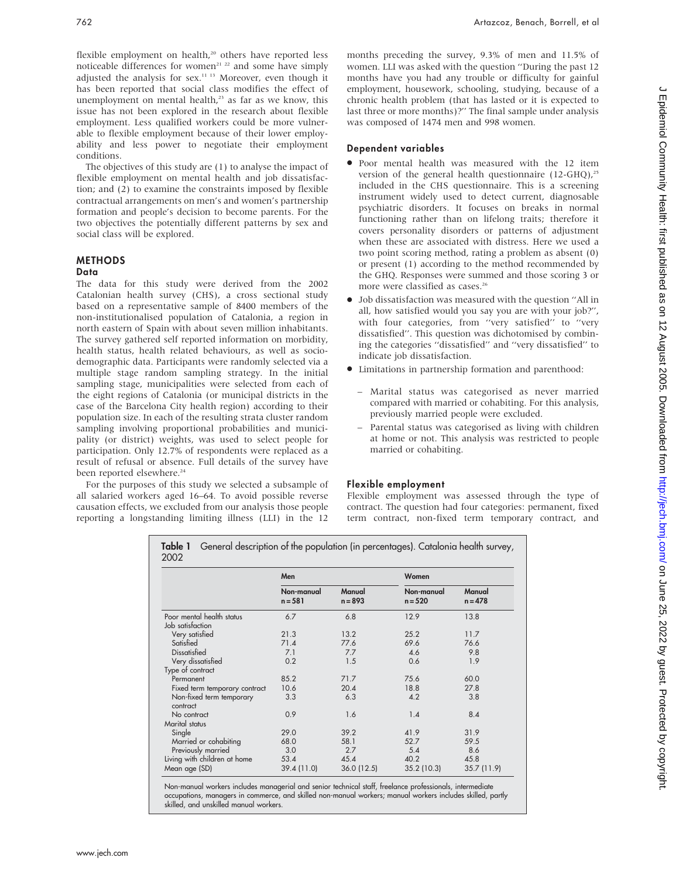flexible employment on health,[20] others have reported less noticeable differences for women[21 22] and some have simply adjusted the analysis for sex.[11 13] Moreover, even though it has been reported that social class modifies the effect of unemployment on mental health,[23] as far as we know, this issue has not been explored in the research about flexible employment. Less qualified workers could be more vulnerable to flexible employment because of their lower employability and less power to negotiate their employment conditions.

The objectives of this study are (1) to analyse the impact of flexible employment on mental health and job dissatisfaction; and (2) to examine the constraints imposed by flexible contractual arrangements on men's and women's partnership formation and people's decision to become parents. For the two objectives the potentially different patterns by sex and social class will be explored.

## METHODS

### Data

The data for this study were derived from the 2002 Catalonian health survey (CHS), a cross sectional study based on a representative sample of 8400 members of the non-institutionalised population of Catalonia, a region in north eastern of Spain with about seven million inhabitants. The survey gathered self reported information on morbidity, health status, health related behaviours, as well as sociodemographic data. Participants were randomly selected via a multiple stage random sampling strategy. In the initial sampling stage, municipalities were selected from each of the eight regions of Catalonia (or municipal districts in the case of the Barcelona City health region) according to their population size. In each of the resulting strata cluster random sampling involving proportional probabilities and municipality (or district) weights, was used to select people for participation. Only 12.7% of respondents were replaced as a result of refusal or absence. Full details of the survey have been reported elsewhere.[24]

For the purposes of this study we selected a subsample of all salaried workers aged 16–64. To avoid possible reverse causation effects, we excluded from our analysis those people reporting a longstanding limiting illness (LLI) in the 12 months preceding the survey, 9.3% of men and 11.5% of women. LLI was asked with the question "During the past 12 months have you had any trouble or difficulty for gainful employment, housework, schooling, studying, because of a chronic health problem (that has lasted or it is expected to last three or more months)?" The final sample under analysis was composed of 1474 men and 998 women.

### Dependent variables

- Poor mental health was measured with the 12 item version of the general health questionnaire (12-GHQ),[25] included in the CHS questionnaire. This is a screening instrument widely used to detect current, diagnosable psychiatric disorders. It focuses on breaks in normal functioning rather than on lifelong traits; therefore it covers personality disorders or patterns of adjustment when these are associated with distress. Here we used a two point scoring method, rating a problem as absent (0) or present (1) according to the method recommended by the GHQ. Responses were summed and those scoring 3 or more were classified as cases.[26]
- Job dissatisfaction was measured with the question "All in all, how satisfied would you say you are with your job?", with four categories, from "very satisfied" to "very dissatisfied". This question was dichotomised by combining the categories "dissatisfied" and "very dissatisfied" to indicate job dissatisfaction.
- Limitations in partnership formation and parenthood:
  - Marital status was categorised as never married compared with married or cohabiting. For this analysis, previously married people were excluded.
  - Parental status was categorised as living with children at home or not. This analysis was restricted to people married or cohabiting.

### Flexible employment

Flexible employment was assessed through the type of contract. The question had four categories: permanent, fixed term contract, non-fixed term temporary contract, and

**Table 1** General description of the population (in percentages). Catalonia health survey, 2002

| | Men | | Women | |
|---|---|---|---|---|
| | Non-manual n = 581 | Manual n = 893 | Non-manual n = 520 | Manual n = 478 |
| Poor mental health status | 6.7 | 6.8 | 12.9 | 13.8 |
| Job satisfaction | | | | |
| Very satisfied | 21.3 | 13.2 | 25.2 | 11.7 |
| Satisfied | 71.4 | 77.6 | 69.6 | 76.6 |
| Dissatisfied | 7.1 | 7.7 | 4.6 | 9.8 |
| Very dissatisfied | 0.2 | 1.5 | 0.6 | 1.9 |
| Type of contract | | | | |
| Permanent | 85.2 | 71.7 | 75.6 | 60.0 |
| Fixed term temporary contract | 10.6 | 20.4 | 18.8 | 27.8 |
| Non-fixed term temporary contract | 3.3 | 6.3 | 4.2 | 3.8 |
| No contract | 0.9 | 1.6 | 1.4 | 8.4 |
| Marital status | | | | |
| Single | 29.0 | 39.2 | 41.9 | 31.9 |
| Married or cohabiting | 68.0 | 58.1 | 52.7 | 59.5 |
| Previously married | 3.0 | 2.7 | 5.4 | 8.6 |
| Living with children at home | 53.4 | 45.4 | 40.2 | 45.8 |
| Mean age (SD) | 39.4 (11.0) | 36.0 (12.5) | 35.2 (10.3) | 35.7 (11.9) |

Non-manual workers includes managerial and senior technical staff, freelance professionals, intermediate occupations, managers in commerce, and skilled non-manual workers; manual workers includes skilled, partly skilled, and unskilled manual workers.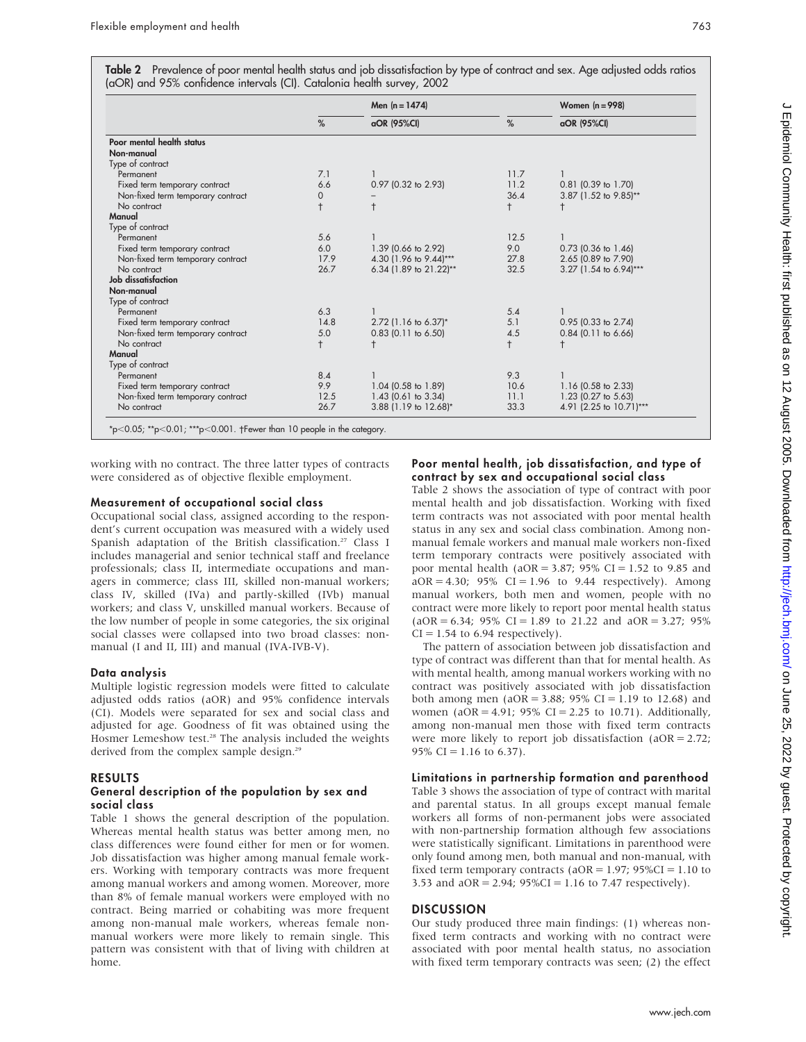**Table 2** Prevalence of poor mental health status and job dissatisfaction by type of contract and sex. Age adjusted odds ratios (aOR) and 95% confidence intervals (CI). Catalonia health survey, 2002

| | Men (n = 1474) | | Women (n = 998) | |
|---|---|---|---|---|
| | % | aOR (95%CI) | % | aOR (95%CI) |
| **Poor mental health status** | | | | |
| **Non-manual** | | | | |
| Type of contract | | | | |
| Permanent | 7.1 | 1 | 11.7 | 1 |
| Fixed term temporary contract | 6.6 | 0.97 (0.32 to 2.93) | 11.2 | 0.81 (0.39 to 1.70) |
| Non-fixed term temporary contract | 0 | – | 36.4 | 3.87 (1.52 to 9.85)** |
| No contract | † | † | † | † |
| **Manual** | | | | |
| Type of contract | | | | |
| Permanent | 5.6 | 1 | 12.5 | 1 |
| Fixed term temporary contract | 6.0 | 1.39 (0.66 to 2.92) | 9.0 | 0.73 (0.36 to 1.46) |
| Non-fixed term temporary contract | 17.9 | 4.30 (1.96 to 9.44)*** | 27.8 | 2.65 (0.89 to 7.90) |
| No contract | 26.7 | 6.34 (1.89 to 21.22)** | 32.5 | 3.27 (1.54 to 6.94)*** |
| **Job dissatisfaction** | | | | |
| **Non-manual** | | | | |
| Type of contract | | | | |
| Permanent | 6.3 | 1 | 5.4 | 1 |
| Fixed term temporary contract | 14.8 | 2.72 (1.16 to 6.37)* | 5.1 | 0.95 (0.33 to 2.74) |
| Non-fixed term temporary contract | 5.0 | 0.83 (0.11 to 6.50) | 4.5 | 0.84 (0.11 to 6.66) |
| No contract | † | † | † | † |
| **Manual** | | | | |
| Type of contract | | | | |
| Permanent | 8.4 | 1 | 9.3 | 1 |
| Fixed term temporary contract | 9.9 | 1.04 (0.58 to 1.89) | 10.6 | 1.16 (0.58 to 2.33) |
| Non-fixed term temporary contract | 12.5 | 1.43 (0.61 to 3.34) | 11.1 | 1.23 (0.27 to 5.63) |
| No contract | 26.7 | 3.88 (1.19 to 12.68)* | 33.3 | 4.91 (2.25 to 10.71)*** |

*$p<0.05$; **$p<0.01$; ***$p<0.001$. †Fewer than 10 people in the category.

working with no contract. The three latter types of contracts were considered as of objective flexible employment.

### Measurement of occupational social class

Occupational social class, assigned according to the respondent's current occupation was measured with a widely used Spanish adaptation of the British classification.[27] Class I includes managerial and senior technical staff and freelance professionals; class II, intermediate occupations and managers in commerce; class III, skilled non-manual workers; class IV, skilled (IVa) and partly-skilled (IVb) manual workers; and class V, unskilled manual workers. Because of the low number of people in some categories, the six original social classes were collapsed into two broad classes: non-manual (I and II, III) and manual (IVA-IVB-V).

### Data analysis

Multiple logistic regression models were fitted to calculate adjusted odds ratios (aOR) and 95% confidence intervals (CI). Models were separated for sex and social class and adjusted for age. Goodness of fit was obtained using the Hosmer Lemeshow test.[28] The analysis included the weights derived from the complex sample design.[29]

## RESULTS

### General description of the population by sex and social class

Table 1 shows the general description of the population. Whereas mental health status was better among men, no class differences were found either for men or for women. Job dissatisfaction was higher among manual female workers. Working with temporary contracts was more frequent among manual workers and among women. Moreover, more than 8% of female manual workers were employed with no contract. Being married or cohabiting was more frequent among non-manual male workers, whereas female non-manual workers were more likely to remain single. This pattern was consistent with that of living with children at home.

### Poor mental health, job dissatisfaction, and type of contract by sex and occupational social class

Table 2 shows the association of type of contract with poor mental health and job dissatisfaction. Working with fixed term contracts was not associated with poor mental health status in any sex and social class combination. Among non-manual female workers and manual male workers non-fixed term temporary contracts were positively associated with poor mental health (aOR = 3.87; 95% CI = 1.52 to 9.85 and aOR = 4.30; 95% CI = 1.96 to 9.44 respectively). Among manual workers, both men and women, people with no contract were more likely to report poor mental health status (aOR = 6.34; 95% CI = 1.89 to 21.22 and aOR = 3.27; 95% CI = 1.54 to 6.94 respectively).

The pattern of association between job dissatisfaction and type of contract was different than that for mental health. As with mental health, among manual workers working with no contract was positively associated with job dissatisfaction both among men (aOR = 3.88; 95% CI = 1.19 to 12.68) and women (aOR = 4.91; 95% CI = 2.25 to 10.71). Additionally, among non-manual men those with fixed term contracts were more likely to report job dissatisfaction (aOR = 2.72; 95% CI = 1.16 to 6.37).

### Limitations in partnership formation and parenthood

Table 3 shows the association of type of contract with marital and parental status. In all groups except manual female workers all forms of non-permanent jobs were associated with non-partnership formation although few associations were statistically significant. Limitations in parenthood were only found among men, both manual and non-manual, with fixed term temporary contracts (aOR = 1.97; 95%CI = 1.10 to 3.53 and aOR = 2.94; 95%CI = 1.16 to 7.47 respectively).

## DISCUSSION

Our study produced three main findings: (1) whereas non-fixed term contracts and working with no contract were associated with poor mental health status, no association with fixed term temporary contracts was seen; (2) the effect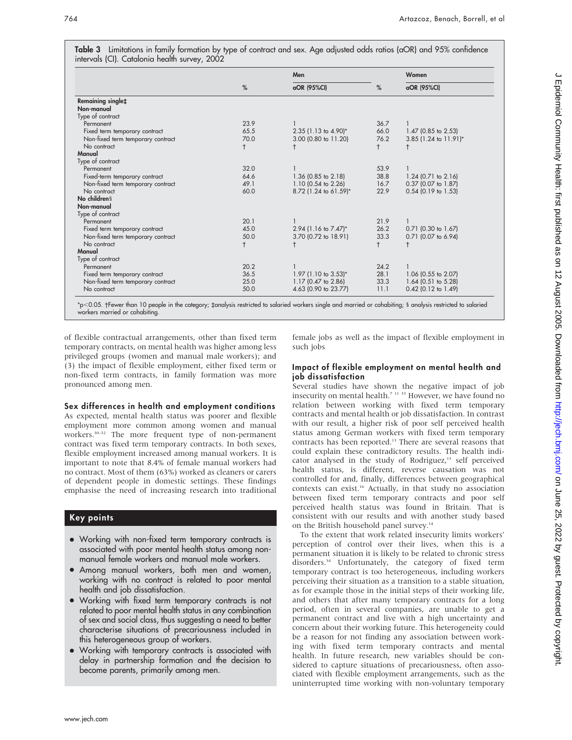**Table 3** Limitations in family formation by type of contract and sex. Age adjusted odds ratios (aOR) and 95% confidence intervals (CI). Catalonia health survey, 2002

| | Men | | Women | |
|---|---|---|---|---|
| | % | aOR (95%CI) | % | aOR (95%CI) |
| **Remaining single‡** | | | | |
| **Non-manual** | | | | |
| Type of contract | | | | |
| Permanent | 23.9 | 1 | 36.7 | 1 |
| Fixed term temporary contract | 65.5 | 2.35 (1.13 to 4.90)* | 66.0 | 1.47 (0.85 to 2.53) |
| Non-fixed term temporary contract | 70.0 | 3.00 (0.80 to 11.20) | 76.2 | 3.85 (1.24 to 11.91)* |
| No contract | † | † | † | † |
| **Manual** | | | | |
| Type of contract | | | | |
| Permanent | 32.0 | 1 | 53.9 | 1 |
| Fixed-term temporary contract | 64.6 | 1.36 (0.85 to 2.18) | 38.8 | 1.24 (0.71 to 2.16) |
| Non-fixed term temporary contract | 49.1 | 1.10 (0.54 to 2.26) | 16.7 | 0.37 (0.07 to 1.87) |
| No contract | 60.0 | 8.72 (1.24 to 61.59)* | 22.9 | 0.54 (0.19 to 1.53) |
| **No children§** | | | | |
| **Non-manual** | | | | |
| Type of contract | | | | |
| Permanent | 20.1 | 1 | 21.9 | 1 |
| Fixed term temporary contract | 45.0 | 2.94 (1.16 to 7.47)* | 26.2 | 0.71 (0.30 to 1.67) |
| Non-fixed term temporary contract | 50.0 | 3.70 (0.72 to 18.91) | 33.3 | 0.71 (0.07 to 6.94) |
| No contract | † | † | † | † |
| **Manual** | | | | |
| Type of contract | | | | |
| Permanent | 20.2 | 1 | 24.2 | 1 |
| Fixed term temporary contract | 36.5 | 1.97 (1.10 to 3.53)* | 28.1 | 1.06 (0.55 to 2.07) |
| Non-fixed term temporary contract | 25.0 | 1.17 (0.47 to 2.86) | 33.3 | 1.64 (0.51 to 5.28) |
| No contract | 50.0 | 4.63 (0.90 to 23.77) | 11.1 | 0.42 (0.12 to 1.49) |

*$p<0.05$. †Fewer than 10 people in the category; ‡analysis restricted to salaried workers single and married or cohabiting; § analysis restricted to salaried workers married or cohabiting.

of flexible contractual arrangements, other than fixed term temporary contracts, on mental health was higher among less privileged groups (women and manual male workers); and (3) the impact of flexible employment, either fixed term or non-fixed term contracts, in family formation was more pronounced among men.

### Sex differences in health and employment conditions

As expected, mental health status was poorer and flexible employment more common among women and manual workers.[30–32] The more frequent type of non-permanent contract was fixed term temporary contracts. In both sexes, flexible employment increased among manual workers. It is important to note that 8.4% of female manual workers had no contract. Most of them (63%) worked as cleaners or carers of dependent people in domestic settings. These findings emphasise the need of increasing research into traditional female jobs as well as the impact of flexible employment in such jobs

### Key points

- Working with non-fixed term temporary contracts is associated with poor mental health status among non-manual female workers and manual male workers.
- Among manual workers, both men and women, working with no contract is related to poor mental health and job dissatisfaction.
- Working with fixed term temporary contracts is not related to poor mental health status in any combination of sex and social class, thus suggesting a need to better characterise situations of precariousness included in this heterogeneous group of workers.
- Working with temporary contracts is associated with delay in partnership formation and the decision to become parents, primarily among men.

### Impact of flexible employment on mental health and job dissatisfaction

Several studies have shown the negative impact of job insecurity on mental health.[7 11 33] However, we have found no relation between working with fixed term temporary contracts and mental health or job dissatisfaction. In contrast with our result, a higher risk of poor self perceived health status among German workers with fixed term temporary contracts has been reported.[13] There are several reasons that could explain these contradictory results. The health indicator analysed in the study of Rodriguez,[13] self perceived health status, is different, reverse causation was not controlled for and, finally, differences between geographical contexts can exist.[16] Actually, in that study no association between fixed term temporary contracts and poor self perceived health status was found in Britain. That is consistent with our results and with another study based on the British household panel survey.[14]

To the extent that work related insecurity limits workers' perception of control over their lives, when this is a permanent situation it is likely to be related to chronic stress disorders.[34] Unfortunately, the category of fixed term temporary contract is too heterogeneous, including workers perceiving their situation as a transition to a stable situation, as for example those in the initial steps of their working life, and others that after many temporary contracts for a long period, often in several companies, are unable to get a permanent contract and live with a high uncertainty and concern about their working future. This heterogeneity could be a reason for not finding any association between working with fixed term temporary contracts and mental health. In future research, new variables should be considered to capture situations of precariousness, often associated with flexible employment arrangements, such as the uninterrupted time working with non-voluntary temporary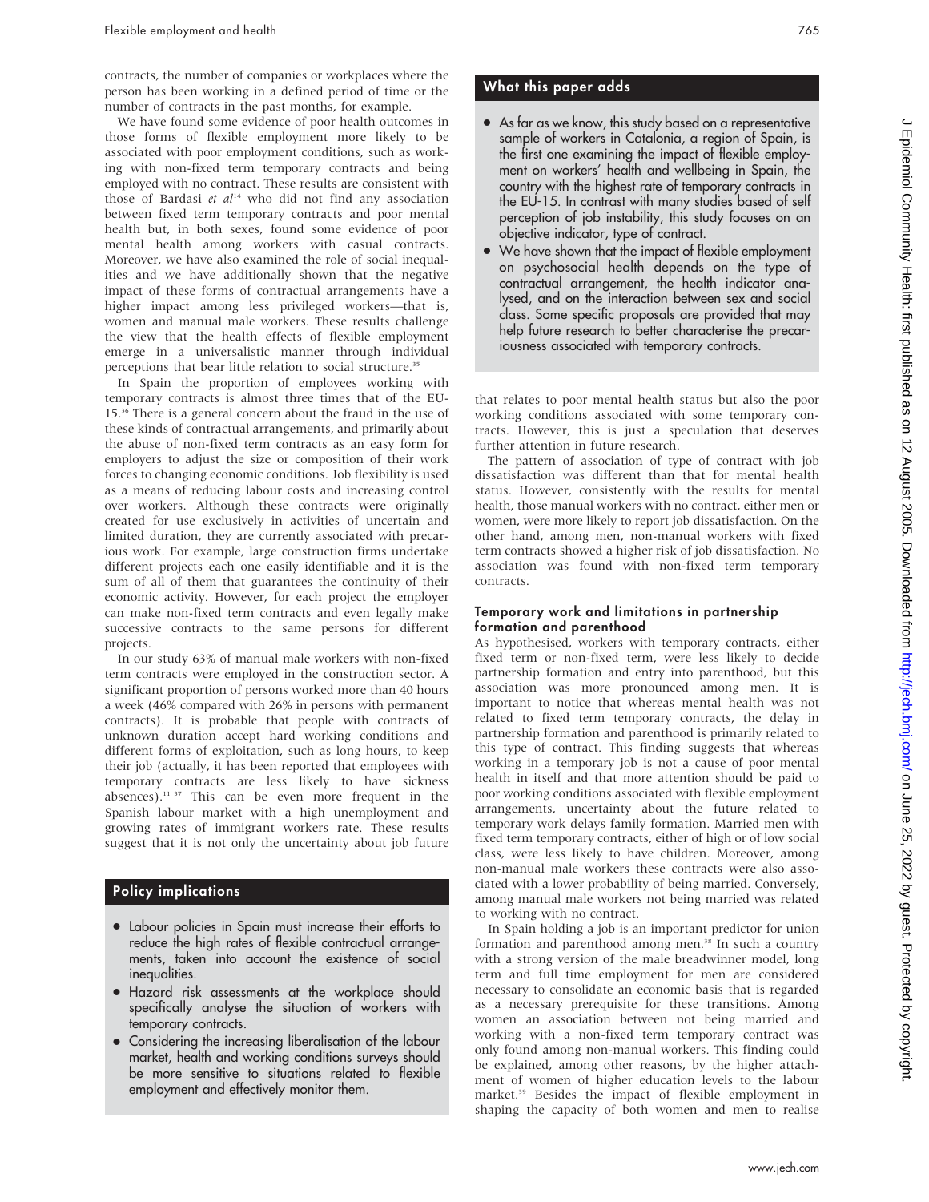contracts, the number of companies or workplaces where the person has been working in a defined period of time or the number of contracts in the past months, for example.

We have found some evidence of poor health outcomes in those forms of flexible employment more likely to be associated with poor employment conditions, such as working with non-fixed term temporary contracts and being employed with no contract. These results are consistent with those of Bardasi *et al*[14] who did not find any association between fixed term temporary contracts and poor mental health but, in both sexes, found some evidence of poor mental health among workers with casual contracts. Moreover, we have also examined the role of social inequalities and we have additionally shown that the negative impact of these forms of contractual arrangements have a higher impact among less privileged workers—that is, women and manual male workers. These results challenge the view that the health effects of flexible employment emerge in a universalistic manner through individual perceptions that bear little relation to social structure.[35]

In Spain the proportion of employees working with temporary contracts is almost three times that of the EU-15.[36] There is a general concern about the fraud in the use of these kinds of contractual arrangements, and primarily about the abuse of non-fixed term contracts as an easy form for employers to adjust the size or composition of their work forces to changing economic conditions. Job flexibility is used as a means of reducing labour costs and increasing control over workers. Although these contracts were originally created for use exclusively in activities of uncertain and limited duration, they are currently associated with precarious work. For example, large construction firms undertake different projects each one easily identifiable and it is the sum of all of them that guarantees the continuity of their economic activity. However, for each project the employer can make non-fixed term contracts and even legally make successive contracts to the same persons for different projects.

In our study 63% of manual male workers with non-fixed term contracts were employed in the construction sector. A significant proportion of persons worked more than 40 hours a week (46% compared with 26% in persons with permanent contracts). It is probable that people with contracts of unknown duration accept hard working conditions and different forms of exploitation, such as long hours, to keep their job (actually, it has been reported that employees with temporary contracts are less likely to have sickness absences).[11 37] This can be even more frequent in the Spanish labour market with a high unemployment and growing rates of immigrant workers rate. These results suggest that it is not only the uncertainty about job future that relates to poor mental health status but also the poor working conditions associated with some temporary contracts. However, this is just a speculation that deserves further attention in future research.

The pattern of association of type of contract with job dissatisfaction was different than that for mental health status. However, consistently with the results for mental health, those manual workers with no contract, either men or women, were more likely to report job dissatisfaction. On the other hand, among men, non-manual workers with fixed term contracts showed a higher risk of job dissatisfaction. No association was found with non-fixed term temporary contracts.

### Temporary work and limitations in partnership formation and parenthood

As hypothesised, workers with temporary contracts, either fixed term or non-fixed term, were less likely to decide partnership formation and entry into parenthood, but this association was more pronounced among men. It is important to notice that whereas mental health was not related to fixed term temporary contracts, the delay in partnership formation and parenthood is primarily related to this type of contract. This finding suggests that whereas working in a temporary job is not a cause of poor mental health in itself and that more attention should be paid to poor working conditions associated with flexible employment arrangements, uncertainty about the future related to temporary work delays family formation. Married men with fixed term temporary contracts, either of high or of low social class, were less likely to have children. Moreover, among non-manual male workers these contracts were also associated with a lower probability of being married. Conversely, among manual male workers not being married was related to working with no contract.

In Spain holding a job is an important predictor for union formation and parenthood among men.[38] In such a country with a strong version of the male breadwinner model, long term and full time employment for men are considered necessary to consolidate an economic basis that is regarded as a necessary prerequisite for these transitions. Among women an association between not being married and working with a non-fixed term temporary contract was only found among non-manual workers. This finding could be explained, among other reasons, by the higher attachment of women of higher education levels to the labour market.[39] Besides the impact of flexible employment in shaping the capacity of both women and men to realise

## What this paper adds

- As far as we know, this study based on a representative sample of workers in Catalonia, a region of Spain, is the first one examining the impact of flexible employment on workers' health and wellbeing in Spain, the country with the highest rate of temporary contracts in the EU-15. In contrast with many studies based of self perception of job instability, this study focuses on an objective indicator, type of contract.
- We have shown that the impact of flexible employment on psychosocial health depends on the type of contractual arrangement, the health indicator analysed, and on the interaction between sex and social class. Some specific proposals are provided that may help future research to better characterise the precariousness associated with temporary contracts.

## Policy implications

- Labour policies in Spain must increase their efforts to reduce the high rates of flexible contractual arrangements, taken into account the existence of social inequalities.
- Hazard risk assessments at the workplace should specifically analyse the situation of workers with temporary contracts.
- Considering the increasing liberalisation of the labour market, health and working conditions surveys should be more sensitive to situations related to flexible employment and effectively monitor them.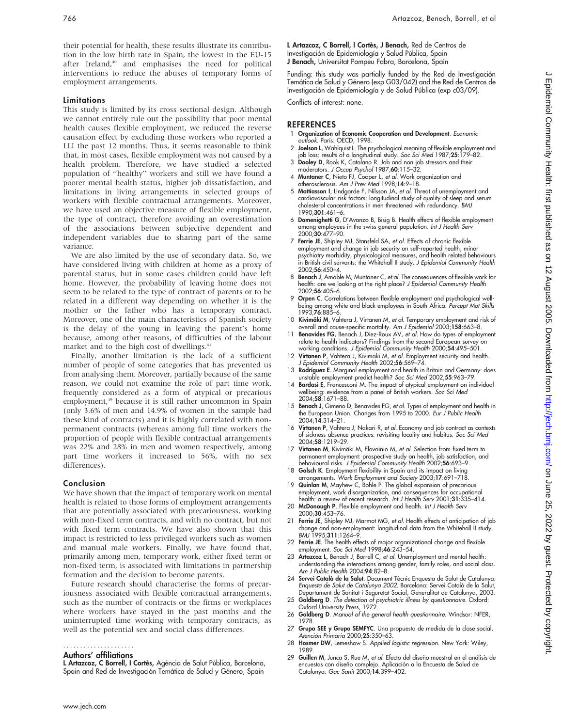their potential for health, these results illustrate its contribution in the low birth rate in Spain, the lowest in the EU-15 after Ireland,[40] and emphasises the need for political interventions to reduce the abuses of temporary forms of employment arrangements.

### Limitations

This study is limited by its cross sectional design. Although we cannot entirely rule out the possibility that poor mental health causes flexible employment, we reduced the reverse causation effect by excluding those workers who reported a LLI the past 12 months. Thus, it seems reasonable to think that, in most cases, flexible employment was not caused by a health problem. Therefore, we have studied a selected population of "healthy" workers and still we have found a poorer mental health status, higher job dissatisfaction, and limitations in living arrangements in selected groups of workers with flexible contractual arrangements. Moreover, we have used an objective measure of flexible employment, the type of contract, therefore avoiding an overestimation of the associations between subjective dependent and independent variables due to sharing part of the same variance.

We are also limited by the use of secondary data. So, we have considered living with children at home as a proxy of parental status, but in some cases children could have left home. However, the probability of leaving home does not seem to be related to the type of contract of parents or to be related in a different way depending on whether it is the mother or the father who has a temporary contract. Moreover, one of the main characteristics of Spanish society is the delay of the young in leaving the parent's home because, among other reasons, of difficulties of the labour market and to the high cost of dwellings.[41]

Finally, another limitation is the lack of a sufficient number of people of some categories that has prevented us from analysing them. Moreover, partially because of the same reason, we could not examine the role of part time work, frequently considered as a form of atypical or precarious employment,[19] because it is still rather uncommon in Spain (only 3.6% of men and 14.9% of women in the sample had these kind of contracts) and it is highly correlated with non-permanent contracts (whereas among full time workers the proportion of people with flexible contractual arrangements was 22% and 28% in men and women respectively, among part time workers it increased to 56%, with no sex differences).

### Conclusion

We have shown that the impact of temporary work on mental health is related to those forms of employment arrangements that are potentially associated with precariousness, working with non-fixed term contracts, and with no contract, but not with fixed term contracts. We have also shown that this impact is restricted to less privileged workers such as women and manual male workers. Finally, we have found that, primarily among men, temporary work, either fixed term or non-fixed term, is associated with limitations in partnership formation and the decision to become parents.

Future research should characterise the forms of precariousness associated with flexible contractual arrangements, such as the number of contracts or the firms or workplaces where workers have stayed in the past months and the uninterrupted time working with temporary contracts, as well as the potential sex and social class differences.

### Authors' affiliations

**L Artazcoz, C Borrell, I Cortès,** Agència de Salut Pública, Barcelona, Spain and Red de Investigación Temática de Salud y Género, Spain
**L Artazcoz, C Borrell, I Cortès, J Benach,** Red de Centros de Investigación de Epidemiología y Salud Pública, Spain
**J Benach,** Universitat Pompeu Fabra, Barcelona, Spain

Funding: this study was partially funded by the Red de Investigación Temática de Salud y Género (exp G03/042) and the Red de Centros de Investigación de Epidemiología y de Salud Pública (exp c03/09).

Conflicts of interest: none.

## REFERENCES

1. **Organization of Economic Cooperation and Development**. *Economic outlook*. Paris: OECD, 1998.
2. **Joelson L**, Wahlquist L. The psychological meaning of flexible employment and job loss: results of a longitudinal study. *Soc Sci Med* 1987;**25**:179–82.
3. **Dooley D**, Rook K, Catalano R. Job and non job stressors and their moderators. *J Occup Psychol* 1987;**60**:115–32.
4. **Muntaner C**, Nieto FJ, Cooper L, *et al*. Work organization and atherosclerosis. *Am J Prev Med* 1998;**14**:9–18.
5. **Mattiasson I**, Lindgarde F, Nilsson JA, *et al*. Threat of unemployment and cardiovascular risk factors: longitudinal study of quality of sleep and serum cholesterol concentrations in men threatened with redundancy. *BMJ* 1990;**301**:461–6.
6. **Domenighetti G**, D'Avanzo B, Bisig B. Health effects of flexible employment among employees in the swiss general population. *Int J Health Serv* 2000;**30**:477–90.
7. **Ferrie JE**, Shipley MJ, Stansfeld SA, *et al*. Effects of chronic flexible employment and change in job security on self-reported health, minor psychiatry morbidity, physicological measures, and health related behaviours in British civil servants: the Whitehall II study. *J Epidemiol Community Health* 2002;**56**:450–4.
8. **Benach J**, Amable M, Muntaner C, *et al*. The consequences of flexible work for health: are we looking at the right place? *J Epidemiol Community Health* 2002;**56**:405–6.
9. **Orpen C**. Correlations between flexible employment and psychological well-being among white and black employees in South Africa. *Percept Mot Skills* 1993;**76**:885–6.
10. **Kivimäki M**, Vahtera J, Virtanen M, *et al*. Temporary employment and risk of overall and cause-specific mortality. *Am J Epidemiol* 2003;**158**:663–8.
11. **Benavides FG**, Benach J, Diez-Roux AV, *et al*. How do types of employment relate to health indicators? Findings from the second European survey on working conditions. *J Epidemiol Community Health* 2000;**54**:495–501.
12. **Virtanen P**, Vahtera J, Kivimaki M, *et al*. Employment security and health. *J Epidemiol Community Health* 2002;**56**:569–74.
13. **Rodríguez E**. Marginal employment and health in Britain and Germany: does unstable employment predict health? *Soc Sci Med* 2002;**55**:963–79.
14. **Bardasi E**, Francesconi M. The impact of atypical employment on individual wellbeing: evidence from a panel of British workers. *Soc Sci Med* 2004;**58**:1671–88.
15. **Benach J**, Gimeno D, Benavides FG, *et al*. Types of employment and health in the European Union. Changes from 1995 to 2000. *Eur J Public Health* 2004;**14**:314–21.
16. **Virtanen P**, Vahtera J, Nakari R, *et al*. Economy and job contract as contexts of sickness absence practices: revisiting locality and habitus. *Soc Sci Med* 2004;**58**:1219–29.
17. **Virtanen M**, Kivimäki M, Elovainio M, *et al*. Selection from fixed term to permanent employment: prospective study on health, job satisfaction, and behavioural risks. *J Epidemiol Community Health* 2002;**56**:693–9.
18. **Golsch K**. Employment flexibility in Spain and its impact on living arrangements. *Work Employment and Society* 2003;**17**:691–718.
19. **Quinlan M**, Mayhew C, Bohle P. The global expansion of precarious employment, work disorganization, and consequences for occupational health: a review of recent research. *Int J Health Serv* 2001;**31**:335–414.
20. **McDonough P**. Flexible employment and health. *Int J Health Serv* 2000;**30**:453–76.
21. **Ferrie JE**, Shipley MJ, Marmot MG, *et al*. Health effects of anticipation of job change and non-employment: longitudinal data from the Whitehall II study. *BMJ* 1995;**311**:1264–9.
22. **Ferrie JE**. The health effects of major organizational change and flexible employment. *Soc Sci Med* 1998;**46**:243–54.
23. **Artazcoz L**, Benach J, Borrell C, *et al*. Unemployment and mental health: understanding the interactions among gender, family roles, and social class. *Am J Public Health* 2004;**94**:82–8.
24. **Servei Català de la Salut**. Document Tècnic Enquesta de Salut de Catalunya. *Enquesta de Salut de Catalunya 2002*. Barcelona: Servei Català de la Salut, Departament de Sanitat i Seguretat Social, Generalitat de Catalunya, 2003.
25. **Goldberg D**. *The detection of psychiatric illness by questionnaire*. Oxford: Oxford University Press, 1972.
26. **Goldberg D**. *Manual of the general health questionnaire*. Windsor: NFER, 1978.
27. **Grupo SEE y Grupo SEMFYC**. Una propuesta de medida de la clase social. *Atención Primaria* 2000;**25**:350–63.
28. **Hosmer DW**, Lemeshow S. *Applied logistic regression*. New York: Wiley, 1989.
29. **Guillen M**, Junca S, Rue M, *et al*. Efecto del diseño muestral en el análisis de encuestas con diseño complejo. Aplicación a la Encuesta de Salud de Catalunya. *Gac Sanit* 2000;**14**:399–402.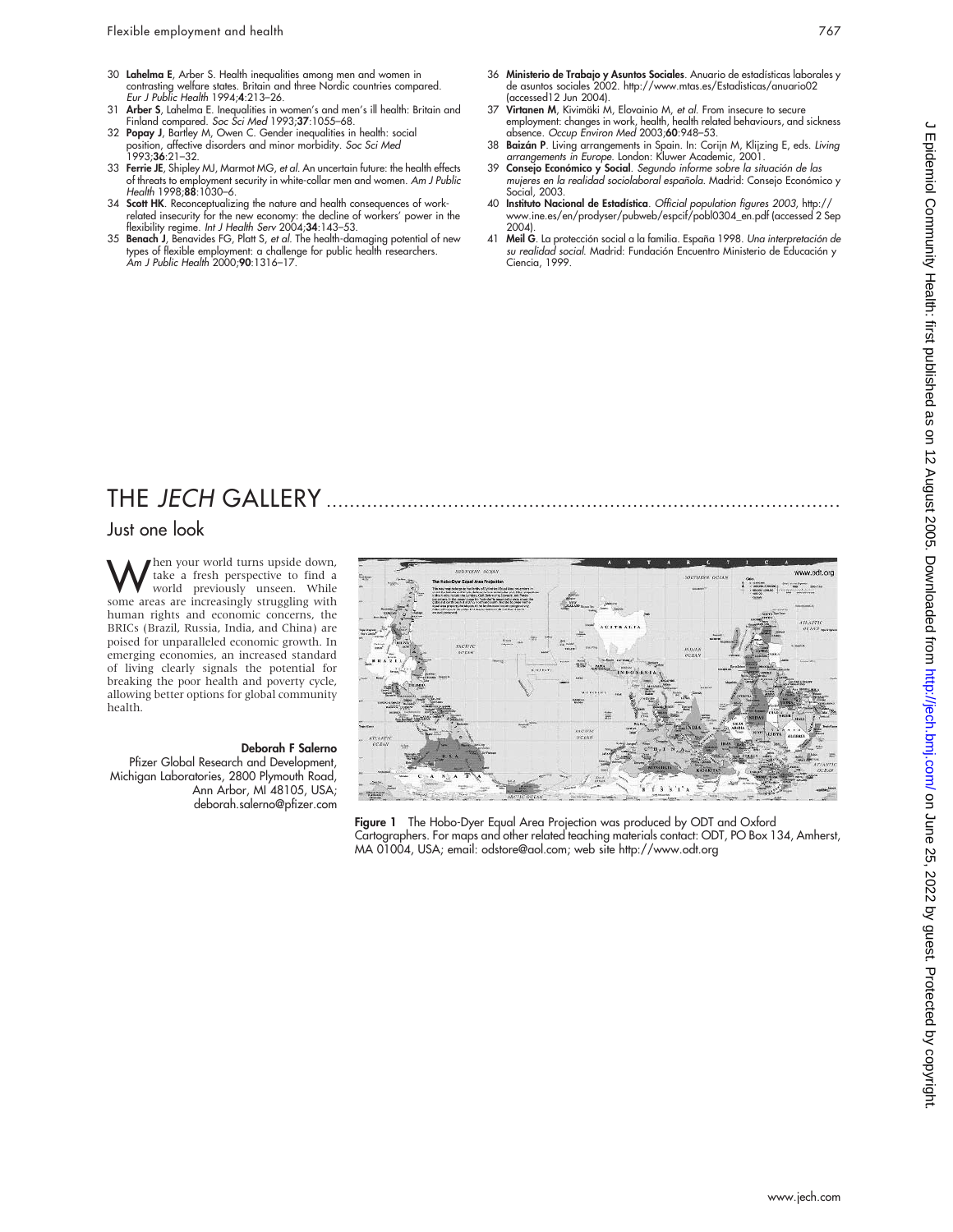30 **Lahelma E**, Arber S. Health inequalities among men and women in contrasting welfare states. Britain and three Nordic countries compared. *Eur J Public Health* 1994;**4**:213–26.

31 **Arber S**, Lahelma E. Inequalities in women's and men's ill health: Britain and Finland compared. *Soc Sci Med* 1993;**37**:1055–68.

32 **Popay J**, Bartley M, Owen C. Gender inequalities in health: social position, affective disorders and minor morbidity. *Soc Sci Med* 1993;**36**:21–32.

33 **Ferrie JE**, Shipley MJ, Marmot MG, *et al*. An uncertain future: the health effects of threats to employment security in white-collar men and women. *Am J Public Health* 1998;**88**:1030–6.

34 **Scott HK**. Reconceptualizing the nature and health consequences of work-related insecurity for the new economy: the decline of workers' power in the flexibility regime. *Int J Health Serv* 2004;**34**:143–53.

35 **Benach J**, Benavides FG, Platt S, *et al*. The health-damaging potential of new types of flexible employment: a challenge for public health researchers. *Am J Public Health* 2000;**90**:1316–17.

36 **Ministerio de Trabajo y Asuntos Sociales**. Anuario de estadísticas laborales y de asuntos sociales 2002. http://www.mtas.es/Estadisticas/anuario02 (accessed12 Jun 2004).

37 **Virtanen M**, Kivimäki M, Elovainio M, *et al*. From insecure to secure employment: changes in work, health, health related behaviours, and sickness absence. *Occup Environ Med* 2003;**60**:948–53.

38 **Baizán P**. Living arrangements in Spain. In: Corijn M, Klijzing E, eds. *Living arrangements in Europe*. London: Kluwer Academic, 2001.

39 **Consejo Económico y Social**. *Segundo informe sobre la situación de las mujeres en la realidad sociolaboral española*. Madrid: Consejo Económico y Social, 2003.

40 **Instituto Nacional de Estadística**. *Official population figures 2003*, http://www.ine.es/en/prodyser/pubweb/espcif/pobl0304_en.pdf (accessed 2 Sep 2004).

41 **Meil G**. La protección social a la familia. España 1998. *Una interpretación de su realidad social*. Madrid: Fundación Encuentro Ministerio de Educación y Ciencia, 1999.

# THE *JECH* GALLERY

## Just one look

When your world turns upside down, take a fresh perspective to find a world previously unseen. While some areas are increasingly struggling with human rights and economic concerns, the BRICs (Brazil, Russia, India, and China) are poised for unparalleled economic growth. In emerging economies, an increased standard of living clearly signals the potential for breaking the poor health and poverty cycle, allowing better options for global community health.

**Deborah F Salerno**
Pfizer Global Research and Development, Michigan Laboratories, 2800 Plymouth Road, Ann Arbor, MI 48105, USA; deborah.salerno@pfizer.com

**Figure 1** The Hobo-Dyer Equal Area Projection was produced by ODT and Oxford Cartographers. For maps and other related teaching materials contact: ODT, PO Box 134, Amherst, MA 01004, USA; email: odtstore@aol.com; web site http://www.odt.org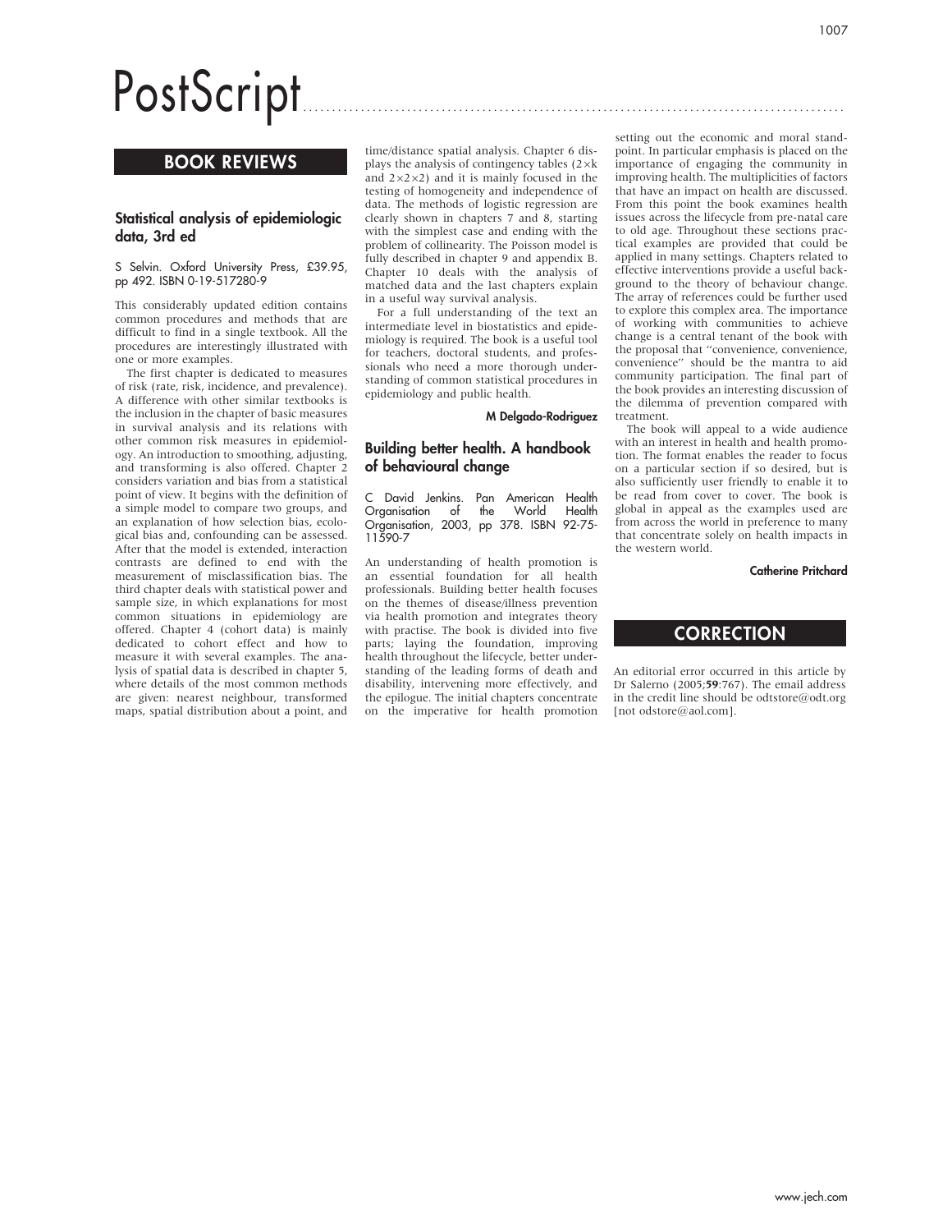# PostScript

## BOOK REVIEWS

### Statistical analysis of epidemiologic data, 3rd ed

S Selvin. Oxford University Press, £39.95, pp 492. ISBN 0-19-517280-9

This considerably updated edition contains common procedures and methods that are difficult to find in a single textbook. All the procedures are interestingly illustrated with one or more examples.

The first chapter is dedicated to measures of risk (rate, risk, incidence, and prevalence). A difference with other similar textbooks is the inclusion in the chapter of basic measures in survival analysis and its relations with other common risk measures in epidemiology. An introduction to smoothing, adjusting, and transforming is also offered. Chapter 2 considers variation and bias from a statistical point of view. It begins with the definition of a simple model to compare two groups, and an explanation of how selection bias, ecological bias and, confounding can be assessed. After that the model is extended, interaction contrasts are defined to end with the measurement of misclassification bias. The third chapter deals with statistical power and sample size, in which explanations for most common situations in epidemiology are offered. Chapter 4 (cohort data) is mainly dedicated to cohort effect and how to measure it with several examples. The analysis of spatial data is described in chapter 5, where details of the most common methods are given: nearest neighbour, transformed maps, spatial distribution about a point, and time/distance spatial analysis. Chapter 6 displays the analysis of contingency tables ($2\times k$ and $2\times2\times2$) and it is mainly focused in the testing of homogeneity and independence of data. The methods of logistic regression are clearly shown in chapters 7 and 8, starting with the simplest case and ending with the problem of collinearity. The Poisson model is fully described in chapter 9 and appendix B. Chapter 10 deals with the analysis of matched data and the last chapters explain in a useful way survival analysis.

For a full understanding of the text an intermediate level in biostatistics and epidemiology is required. The book is a useful tool for teachers, doctoral students, and professionals who need a more thorough understanding of common statistical procedures in epidemiology and public health.

**M Delgado-Rodriguez**

### Building better health. A handbook of behavioural change

C David Jenkins. Pan American Health Organisation of the World Health Organisation, 2003, pp 378. ISBN 92-75-11590-7

An understanding of health promotion is an essential foundation for all health professionals. Building better health focuses on the themes of disease/illness prevention via health promotion and integrates theory with practise. The book is divided into five parts; laying the foundation, improving health throughout the lifecycle, better understanding of the leading forms of death and disability, intervening more effectively, and the epilogue. The initial chapters concentrate on the imperative for health promotion setting out the economic and moral standpoint. In particular emphasis is placed on the importance of engaging the community in improving health. The multiplicities of factors that have an impact on health are discussed. From this point the book examines health issues across the lifecycle from pre-natal care to old age. Throughout these sections practical examples are provided that could be applied in many settings. Chapters related to effective interventions provide a useful background to the theory of behaviour change. The array of references could be further used to explore this complex area. The importance of working with communities to achieve change is a central tenant of the book with the proposal that "convenience, convenience, convenience" should be the mantra to aid community participation. The final part of the book provides an interesting discussion of the dilemma of prevention compared with treatment.

The book will appeal to a wide audience with an interest in health and health promotion. The format enables the reader to focus on a particular section if so desired, but is also sufficiently user friendly to enable it to be read from cover to cover. The book is global in appeal as the examples used are from across the world in preference to many that concentrate solely on health impacts in the western world.

**Catherine Pritchard**

## CORRECTION

An editorial error occurred in this article by Dr Salerno (2005;**59**:767). The email address in the credit line should be odtstore@odt.org [not odstore@aol.com].